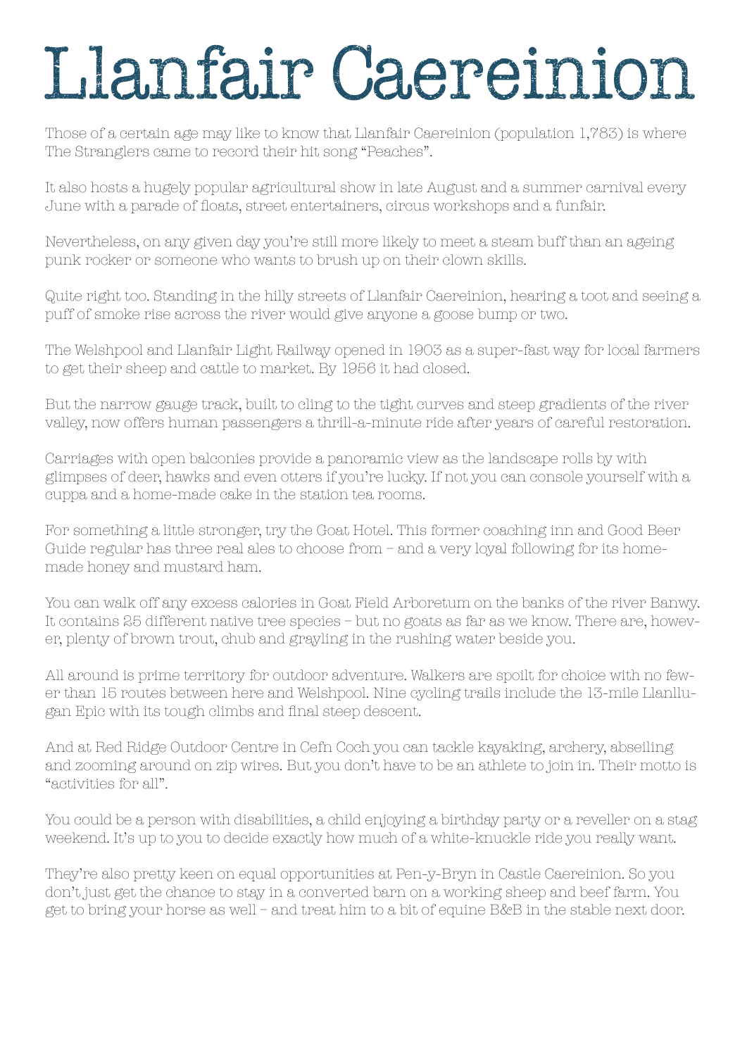# Llanfair Caereinion

Those of a certain age may like to know that Llanfair Caereinion (population 1,783) is where The Stranglers came to record their hit song "Peaches".

It also hosts a hugely popular agricultural show in late August and a summer carnival every June with a parade of floats, street entertainers, circus workshops and a funfair.

Nevertheless, on any given day you're still more likely to meet a steam buff than an ageing punk rocker or someone who wants to brush up on their clown skills.

Quite right too. Standing in the hilly streets of Llanfair Caereinion, hearing a toot and seeing a puff of smoke rise across the river would give anyone a goose bump or two.

The Welshpool and Llanfair Light Railway opened in 1903 as a super-fast way for local farmers to get their sheep and cattle to market. By 1956 it had closed.

But the narrow gauge track, built to cling to the tight curves and steep gradients of the river valley, now offers human passengers a thrill-a-minute ride after years of careful restoration.

Carriages with open balconies provide a panoramic view as the landscape rolls by with glimpses of deer, hawks and even otters if you're lucky. If not you can console yourself with a cuppa and a home-made cake in the station tea rooms.

For something a little stronger, try the Goat Hotel. This former coaching inn and Good Beer Guide regular has three real ales to choose from – and a very loyal following for its home-made honey and mustard ham.

You can walk off any excess calories in Goat Field Arboretum on the banks of the river Banwy. It contains 25 different native tree species – but no goats as far as we know. There are, however, plenty of brown trout, chub and grayling in the rushing water beside you.

All around is prime territory for outdoor adventure. Walkers are spoilt for choice with no fewer than 15 routes between here and Welshpool. Nine cycling trails include the 13-mile Llanllugan Epic with its tough climbs and final steep descent.

And at Red Ridge Outdoor Centre in Cefn Coch you can tackle kayaking, archery, abseiling and zooming around on zip wires. But you don't have to be an athlete to join in. Their motto is "activities for all".

You could be a person with disabilities, a child enjoying a birthday party or a reveller on a stag weekend. It's up to you to decide exactly how much of a white-knuckle ride you really want.

They're also pretty keen on equal opportunities at Pen-y-Bryn in Castle Caereinion. So you don't just get the chance to stay in a converted barn on a working sheep and beef farm. You get to bring your horse as well – and treat him to a bit of equine B&B in the stable next door.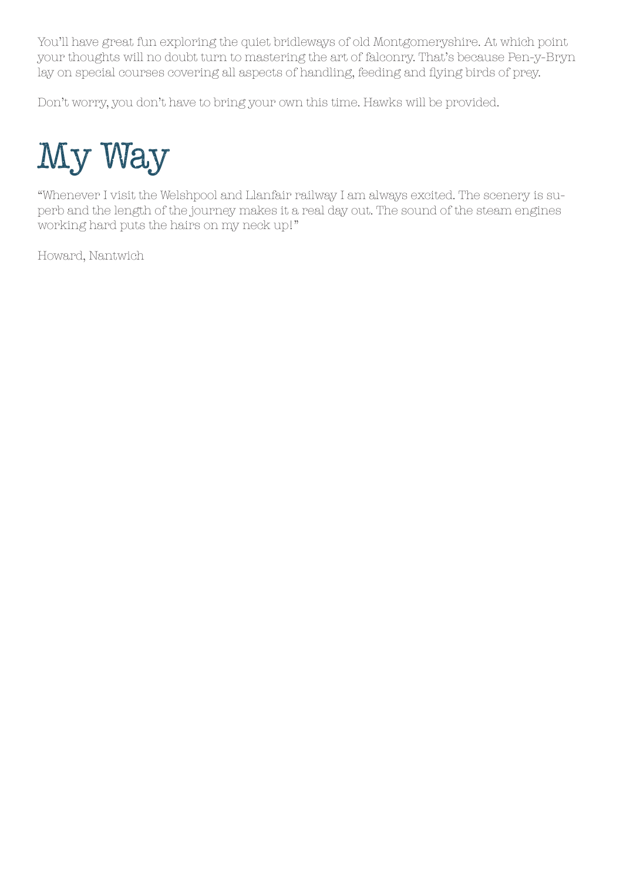You'll have great fun exploring the quiet bridleways of old Montgomeryshire. At which point your thoughts will no doubt turn to mastering the art of falconry. That's because Pen-y-Bryn lay on special courses covering all aspects of handling, feeding and flying birds of prey.

Don't worry, you don't have to bring your own this time. Hawks will be provided.

# My Way

"Whenever I visit the Welshpool and Llanfair railway I am always excited. The scenery is superb and the length of the journey makes it a real day out. The sound of the steam engines working hard puts the hairs on my neck up!"

Howard, Nantwich